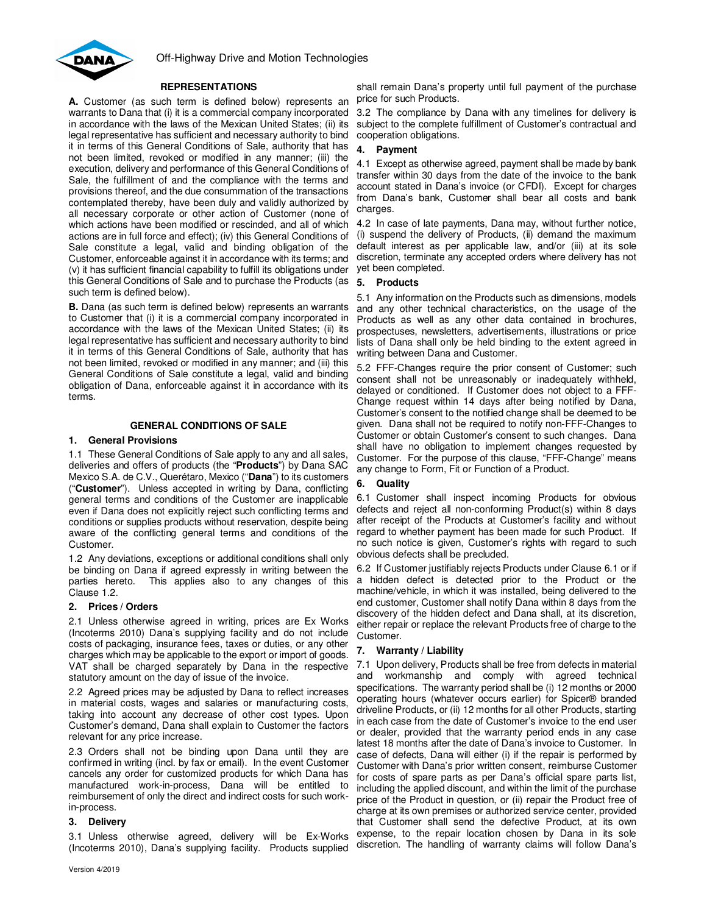Off-Highway Drive and Motion Technologies

## REPRESENTATIONS

**A.** Customer (as such term is defined below) represents an warrants to Dana that (i) it is a commercial company incorporated in accordance with the laws of the Mexican United States; (ii) its legal representative has sufficient and necessary authority to bind it in terms of this General Conditions of Sale, authority that has not been limited, revoked or modified in any manner; (iii) the execution, delivery and performance of this General Conditions of Sale, the fulfillment of and the compliance with the terms and provisions thereof, and the due consummation of the transactions contemplated thereby, have been duly and validly authorized by all necessary corporate or other action of Customer (none of which actions have been modified or rescinded, and all of which actions are in full force and effect); (iv) this General Conditions of Sale constitute a legal, valid and binding obligation of the Customer, enforceable against it in accordance with its terms; and (v) it has sufficient financial capability to fulfill its obligations under this General Conditions of Sale and to purchase the Products (as such term is defined below).

**B.** Dana (as such term is defined below) represents an warrants to Customer that (i) it is a commercial company incorporated in accordance with the laws of the Mexican United States; (ii) its legal representative has sufficient and necessary authority to bind it in terms of this General Conditions of Sale, authority that has not been limited, revoked or modified in any manner; and (iii) this General Conditions of Sale constitute a legal, valid and binding obligation of Dana, enforceable against it in accordance with its terms.

## GENERAL CONDITIONS OF SALE

### 1. General Provisions

1.1 These General Conditions of Sale apply to any and all sales, deliveries and offers of products (the "**Products**") by Dana SAC Mexico S.A. de C.V., Querétaro, Mexico ("**Dana**") to its customers ("**Customer**"). Unless accepted in writing by Dana, conflicting general terms and conditions of the Customer are inapplicable even if Dana does not explicitly reject such conflicting terms and conditions or supplies products without reservation, despite being aware of the conflicting general terms and conditions of the Customer.

1.2 Any deviations, exceptions or additional conditions shall only be binding on Dana if agreed expressly in writing between the parties hereto. This applies also to any changes of this Clause 1.2.

### 2. Prices / Orders

2.1 Unless otherwise agreed in writing, prices are Ex Works (Incoterms 2010) Dana's supplying facility and do not include costs of packaging, insurance fees, taxes or duties, or any other charges which may be applicable to the export or import of goods. VAT shall be charged separately by Dana in the respective statutory amount on the day of issue of the invoice.

2.2 Agreed prices may be adjusted by Dana to reflect increases in material costs, wages and salaries or manufacturing costs, taking into account any decrease of other cost types. Upon Customer's demand, Dana shall explain to Customer the factors relevant for any price increase.

2.3 Orders shall not be binding upon Dana until they are confirmed in writing (incl. by fax or email). In the event Customer cancels any order for customized products for which Dana has manufactured work-in-process, Dana will be entitled to reimbursement of only the direct and indirect costs for such work-in-process.

### 3. Delivery

3.1 Unless otherwise agreed, delivery will be Ex-Works (Incoterms 2010), Dana's supplying facility. Products supplied shall remain Dana's property until full payment of the purchase price for such Products.

3.2 The compliance by Dana with any timelines for delivery is subject to the complete fulfillment of Customer's contractual and cooperation obligations.

### 4. Payment

4.1 Except as otherwise agreed, payment shall be made by bank transfer within 30 days from the date of the invoice to the bank account stated in Dana's invoice (or CFDI). Except for charges from Dana's bank, Customer shall bear all costs and bank charges.

4.2 In case of late payments, Dana may, without further notice, (i) suspend the delivery of Products, (ii) demand the maximum default interest as per applicable law, and/or (iii) at its sole discretion, terminate any accepted orders where delivery has not yet been completed.

### 5. Products

5.1 Any information on the Products such as dimensions, models and any other technical characteristics, on the usage of the Products as well as any other data contained in brochures, prospectuses, newsletters, advertisements, illustrations or price lists of Dana shall only be held binding to the extent agreed in writing between Dana and Customer.

5.2 FFF-Changes require the prior consent of Customer; such consent shall not be unreasonably or inadequately withheld, delayed or conditioned. If Customer does not object to a FFF-Change request within 14 days after being notified by Dana, Customer's consent to the notified change shall be deemed to be given. Dana shall not be required to notify non-FFF-Changes to Customer or obtain Customer's consent to such changes. Dana shall have no obligation to implement changes requested by Customer. For the purpose of this clause, "FFF-Change" means any change to Form, Fit or Function of a Product.

### 6. Quality

6.1 Customer shall inspect incoming Products for obvious defects and reject all non-conforming Product(s) within 8 days after receipt of the Products at Customer's facility and without regard to whether payment has been made for such Product. If no such notice is given, Customer's rights with regard to such obvious defects shall be precluded.

6.2 If Customer justifiably rejects Products under Clause 6.1 or if a hidden defect is detected prior to the Product or the machine/vehicle, in which it was installed, being delivered to the end customer, Customer shall notify Dana within 8 days from the discovery of the hidden defect and Dana shall, at its discretion, either repair or replace the relevant Products free of charge to the Customer.

### 7. Warranty / Liability

7.1 Upon delivery, Products shall be free from defects in material and workmanship and comply with agreed technical specifications. The warranty period shall be (i) 12 months or 2000 operating hours (whatever occurs earlier) for Spicer® branded driveline Products, or (ii) 12 months for all other Products, starting in each case from the date of Customer's invoice to the end user or dealer, provided that the warranty period ends in any case latest 18 months after the date of Dana's invoice to Customer. In case of defects, Dana will either (i) if the repair is performed by Customer with Dana's prior written consent, reimburse Customer for costs of spare parts as per Dana's official spare parts list, including the applied discount, and within the limit of the purchase price of the Product in question, or (ii) repair the Product free of charge at its own premises or authorized service center, provided that Customer shall send the defective Product, at its own expense, to the repair location chosen by Dana in its sole discretion. The handling of warranty claims will follow Dana's

Version 4/2019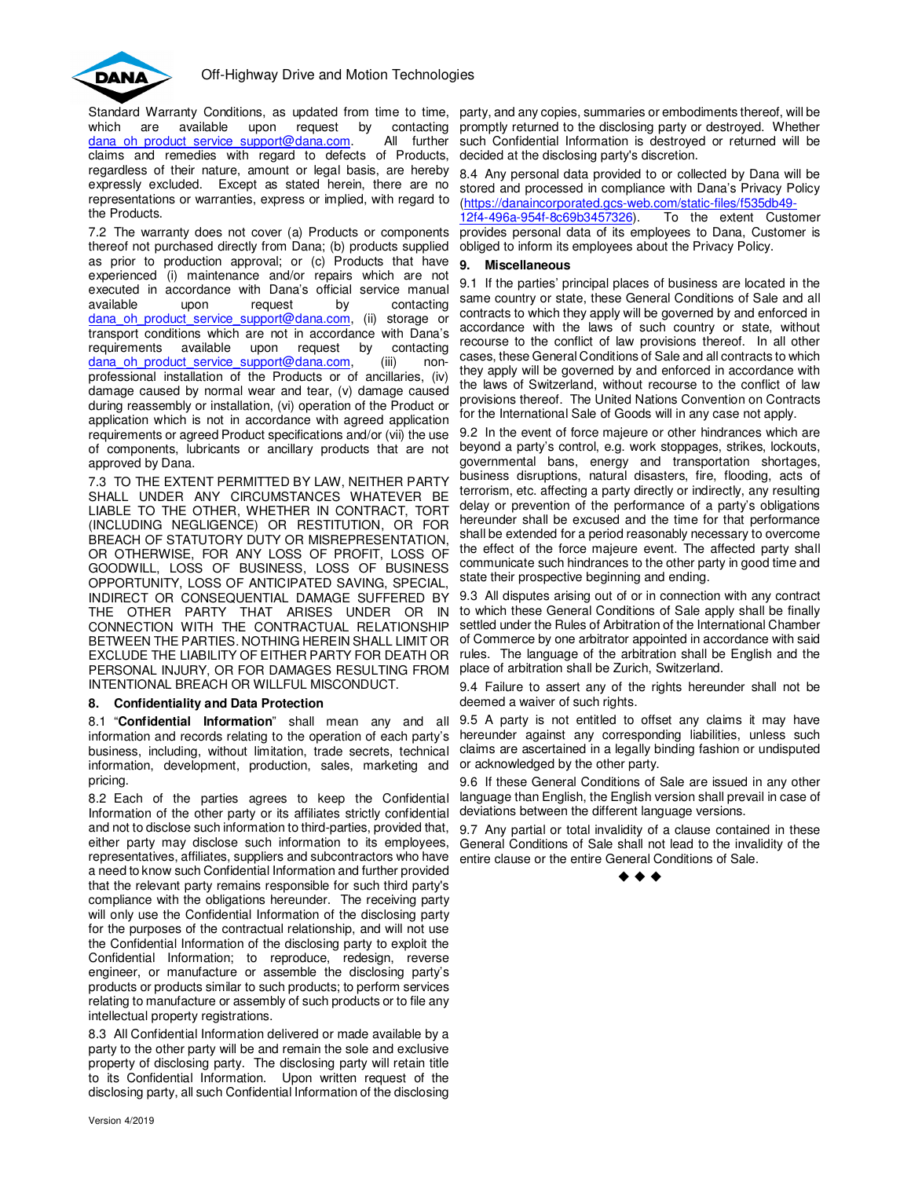Standard Warranty Conditions, as updated from time to time, which are available upon request by contacting dana_oh_product_service_support@dana.com. All further claims and remedies with regard to defects of Products, regardless of their nature, amount or legal basis, are hereby expressly excluded. Except as stated herein, there are no representations or warranties, express or implied, with regard to the Products.

7.2 The warranty does not cover (a) Products or components thereof not purchased directly from Dana; (b) products supplied as prior to production approval; or (c) Products that have experienced (i) maintenance and/or repairs which are not executed in accordance with Dana's official service manual available upon request by contacting dana_oh_product_service_support@dana.com, (ii) storage or transport conditions which are not in accordance with Dana's requirements available upon request by contacting dana_oh_product_service_support@dana.com, (iii) non-professional installation of the Products or of ancillaries, (iv) damage caused by normal wear and tear, (v) damage caused during reassembly or installation, (vi) operation of the Product or application which is not in accordance with agreed application requirements or agreed Product specifications and/or (vii) the use of components, lubricants or ancillary products that are not approved by Dana.

7.3 TO THE EXTENT PERMITTED BY LAW, NEITHER PARTY SHALL UNDER ANY CIRCUMSTANCES WHATEVER BE LIABLE TO THE OTHER, WHETHER IN CONTRACT, TORT (INCLUDING NEGLIGENCE) OR RESTITUTION, OR FOR BREACH OF STATUTORY DUTY OR MISREPRESENTATION, OR OTHERWISE, FOR ANY LOSS OF PROFIT, LOSS OF GOODWILL, LOSS OF BUSINESS, LOSS OF BUSINESS OPPORTUNITY, LOSS OF ANTICIPATED SAVING, SPECIAL, INDIRECT OR CONSEQUENTIAL DAMAGE SUFFERED BY THE OTHER PARTY THAT ARISES UNDER OR IN CONNECTION WITH THE CONTRACTUAL RELATIONSHIP BETWEEN THE PARTIES. NOTHING HEREIN SHALL LIMIT OR EXCLUDE THE LIABILITY OF EITHER PARTY FOR DEATH OR PERSONAL INJURY, OR FOR DAMAGES RESULTING FROM INTENTIONAL BREACH OR WILLFUL MISCONDUCT.

## 8. Confidentiality and Data Protection

8.1 "**Confidential Information**" shall mean any and all information and records relating to the operation of each party's business, including, without limitation, trade secrets, technical information, development, production, sales, marketing and pricing.

8.2 Each of the parties agrees to keep the Confidential Information of the other party or its affiliates strictly confidential and not to disclose such information to third-parties, provided that, either party may disclose such information to its employees, representatives, affiliates, suppliers and subcontractors who have a need to know such Confidential Information and further provided that the relevant party remains responsible for such third party's compliance with the obligations hereunder. The receiving party will only use the Confidential Information of the disclosing party for the purposes of the contractual relationship, and will not use the Confidential Information of the disclosing party to exploit the Confidential Information; to reproduce, redesign, reverse engineer, or manufacture or assemble the disclosing party's products or products similar to such products; to perform services relating to manufacture or assembly of such products or to file any intellectual property registrations.

8.3 All Confidential Information delivered or made available by a party to the other party will be and remain the sole and exclusive property of disclosing party. The disclosing party will retain title to its Confidential Information. Upon written request of the disclosing party, all such Confidential Information of the disclosing party, and any copies, summaries or embodiments thereof, will be promptly returned to the disclosing party or destroyed. Whether such Confidential Information is destroyed or returned will be decided at the disclosing party's discretion.

8.4 Any personal data provided to or collected by Dana will be stored and processed in compliance with Dana's Privacy Policy (https://danaincorporated.gcs-web.com/static-files/f535db49-12f4-496a-954f-8c69b3457326). To the extent Customer provides personal data of its employees to Dana, Customer is obliged to inform its employees about the Privacy Policy.

## 9. Miscellaneous

9.1 If the parties' principal places of business are located in the same country or state, these General Conditions of Sale and all contracts to which they apply will be governed by and enforced in accordance with the laws of such country or state, without recourse to the conflict of law provisions thereof. In all other cases, these General Conditions of Sale and all contracts to which they apply will be governed by and enforced in accordance with the laws of Switzerland, without recourse to the conflict of law provisions thereof. The United Nations Convention on Contracts for the International Sale of Goods will in any case not apply.

9.2 In the event of force majeure or other hindrances which are beyond a party's control, e.g. work stoppages, strikes, lockouts, governmental bans, energy and transportation shortages, business disruptions, natural disasters, fire, flooding, acts of terrorism, etc. affecting a party directly or indirectly, any resulting delay or prevention of the performance of a party's obligations hereunder shall be excused and the time for that performance shall be extended for a period reasonably necessary to overcome the effect of the force majeure event. The affected party shall communicate such hindrances to the other party in good time and state their prospective beginning and ending.

9.3 All disputes arising out of or in connection with any contract to which these General Conditions of Sale apply shall be finally settled under the Rules of Arbitration of the International Chamber of Commerce by one arbitrator appointed in accordance with said rules. The language of the arbitration shall be English and the place of arbitration shall be Zurich, Switzerland.

9.4 Failure to assert any of the rights hereunder shall not be deemed a waiver of such rights.

9.5 A party is not entitled to offset any claims it may have hereunder against any corresponding liabilities, unless such claims are ascertained in a legally binding fashion or undisputed or acknowledged by the other party.

9.6 If these General Conditions of Sale are issued in any other language than English, the English version shall prevail in case of deviations between the different language versions.

9.7 Any partial or total invalidity of a clause contained in these General Conditions of Sale shall not lead to the invalidity of the entire clause or the entire General Conditions of Sale.

◆ ◆ ◆